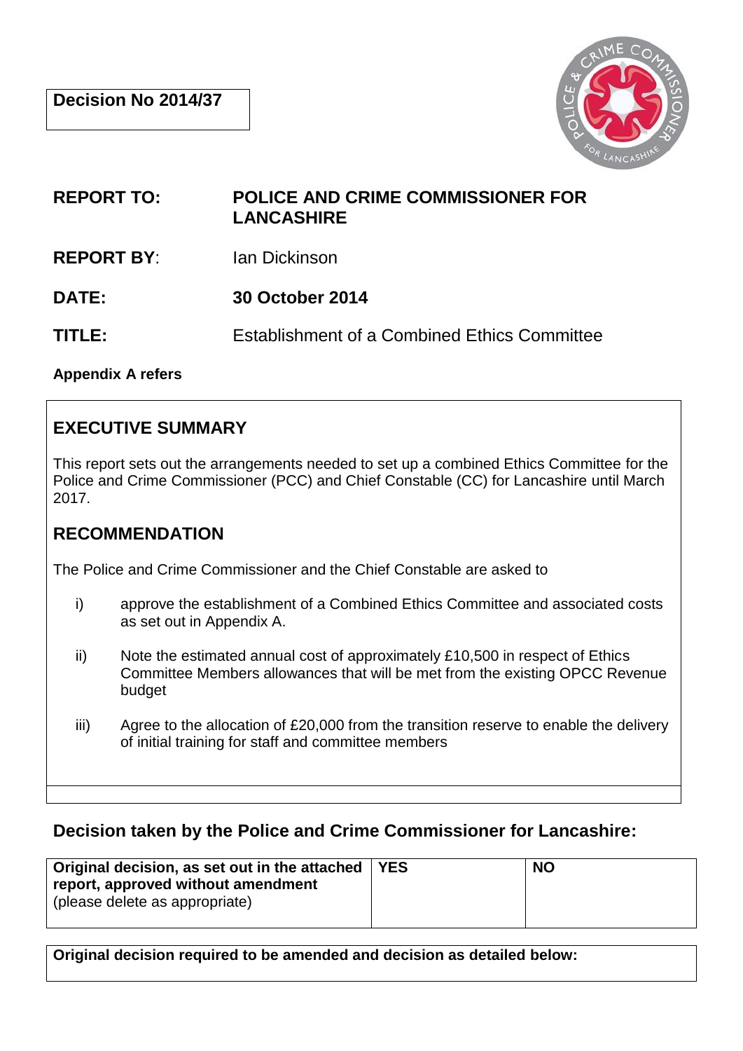**Decision No 2014/37**

| | |
|---|---|
| **REPORT TO:** | **POLICE AND CRIME COMMISSIONER FOR LANCASHIRE** |
| **REPORT BY:** | Ian Dickinson |
| **DATE:** | **30 October 2014** |
| **TITLE:** | Establishment of a Combined Ethics Committee |

**Appendix A refers**

## EXECUTIVE SUMMARY

This report sets out the arrangements needed to set up a combined Ethics Committee for the Police and Crime Commissioner (PCC) and Chief Constable (CC) for Lancashire until March 2017.

## RECOMMENDATION

The Police and Crime Commissioner and the Chief Constable are asked to

i) approve the establishment of a Combined Ethics Committee and associated costs as set out in Appendix A.

ii) Note the estimated annual cost of approximately £10,500 in respect of Ethics Committee Members allowances that will be met from the existing OPCC Revenue budget

iii) Agree to the allocation of £20,000 from the transition reserve to enable the delivery of initial training for staff and committee members

## Decision taken by the Police and Crime Commissioner for Lancashire:

| Original decision, as set out in the attached report, approved without amendment (please delete as appropriate) | YES | NO |
|---|---|---|

**Original decision required to be amended and decision as detailed below:**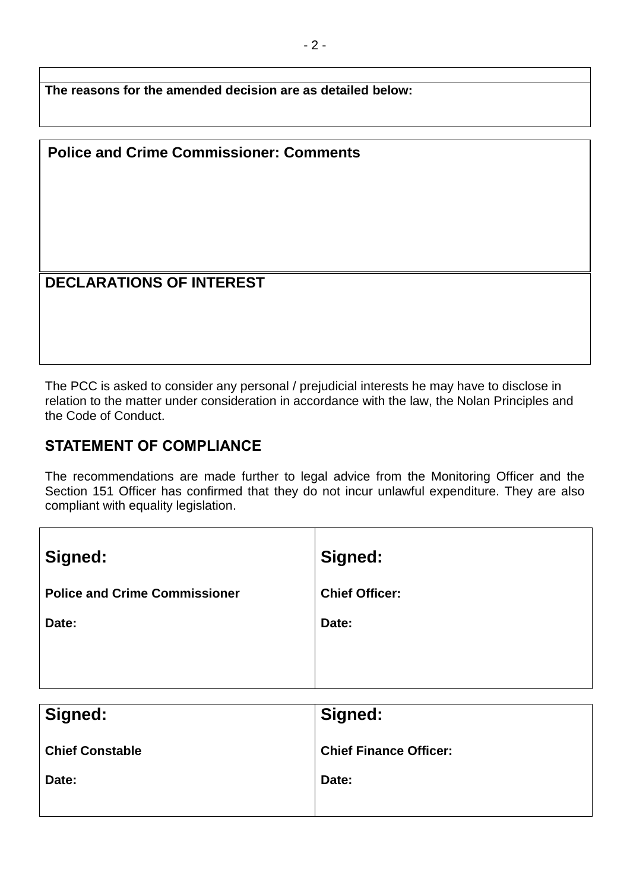**The reasons for the amended decision are as detailed below:**

## Police and Crime Commissioner: Comments

## DECLARATIONS OF INTEREST

The PCC is asked to consider any personal / prejudicial interests he may have to disclose in relation to the matter under consideration in accordance with the law, the Nolan Principles and the Code of Conduct.

## STATEMENT OF COMPLIANCE

The recommendations are made further to legal advice from the Monitoring Officer and the Section 151 Officer has confirmed that they do not incur unlawful expenditure. They are also compliant with equality legislation.

| | |
|---|---|
| **Signed:** | **Signed:** |
| **Police and Crime Commissioner** | **Chief Officer:** |
| **Date:** | **Date:** |

| | |
|---|---|
| **Signed:** | **Signed:** |
| **Chief Constable** | **Chief Finance Officer:** |
| **Date:** | **Date:** |